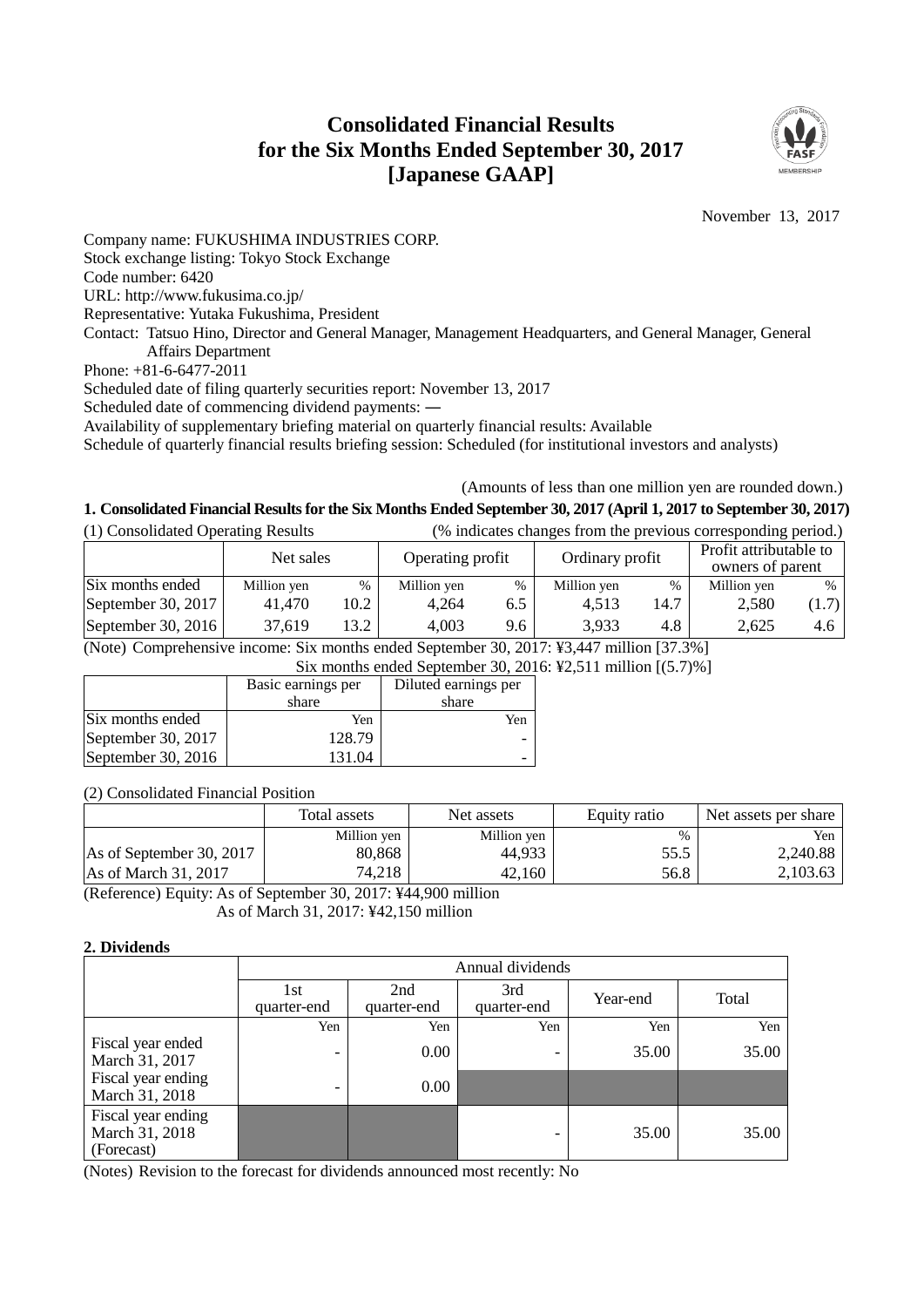# Consolidated Financial Results for the Six Months Ended September 30, 2017 [Japanese GAAP]

November 13, 2017

Company name: FUKUSHIMA INDUSTRIES CORP.
Stock exchange listing: Tokyo Stock Exchange
Code number: 6420
URL: http://www.fukusima.co.jp/
Representative: Yutaka Fukushima, President
Contact: Tatsuo Hino, Director and General Manager, Management Headquarters, and General Manager, General Affairs Department
Phone: +81-6-6477-2011
Scheduled date of filing quarterly securities report: November 13, 2017
Scheduled date of commencing dividend payments: ―
Availability of supplementary briefing material on quarterly financial results: Available
Schedule of quarterly financial results briefing session: Scheduled (for institutional investors and analysts)

(Amounts of less than one million yen are rounded down.)

## 1. Consolidated Financial Results for the Six Months Ended September 30, 2017 (April 1, 2017 to September 30, 2017)

(1) Consolidated Operating Results (% indicates changes from the previous corresponding period.)

| | Net sales | | Operating profit | | Ordinary profit | | Profit attributable to owners of parent | |
|---|---|---|---|---|---|---|---|---|
| Six months ended | Million yen | % | Million yen | % | Million yen | % | Million yen | % |
| September 30, 2017 | 41,470 | 10.2 | 4,264 | 6.5 | 4,513 | 14.7 | 2,580 | (1.7) |
| September 30, 2016 | 37,619 | 13.2 | 4,003 | 9.6 | 3,933 | 4.8 | 2,625 | 4.6 |

(Note) Comprehensive income: Six months ended September 30, 2017: ¥3,447 million [37.3%]
Six months ended September 30, 2016: ¥2,511 million [(5.7)%]

| | Basic earnings per share | Diluted earnings per share |
|---|---|---|
| Six months ended | Yen | Yen |
| September 30, 2017 | 128.79 | - |
| September 30, 2016 | 131.04 | - |

(2) Consolidated Financial Position

| | Total assets | Net assets | Equity ratio | Net assets per share |
|---|---|---|---|---|
| | Million yen | Million yen | % | Yen |
| As of September 30, 2017 | 80,868 | 44,933 | 55.5 | 2,240.88 |
| As of March 31, 2017 | 74,218 | 42,160 | 56.8 | 2,103.63 |

(Reference) Equity: As of September 30, 2017: ¥44,900 million
As of March 31, 2017: ¥42,150 million

## 2. Dividends

| | Annual dividends | | | | |
|---|---|---|---|---|---|
| | 1st quarter-end | 2nd quarter-end | 3rd quarter-end | Year-end | Total |
| | Yen | Yen | Yen | Yen | Yen |
| Fiscal year ended March 31, 2017 | - | 0.00 | - | 35.00 | 35.00 |
| Fiscal year ending March 31, 2018 | - | 0.00 | | | |
| Fiscal year ending March 31, 2018 (Forecast) | | | - | 35.00 | 35.00 |

(Notes) Revision to the forecast for dividends announced most recently: No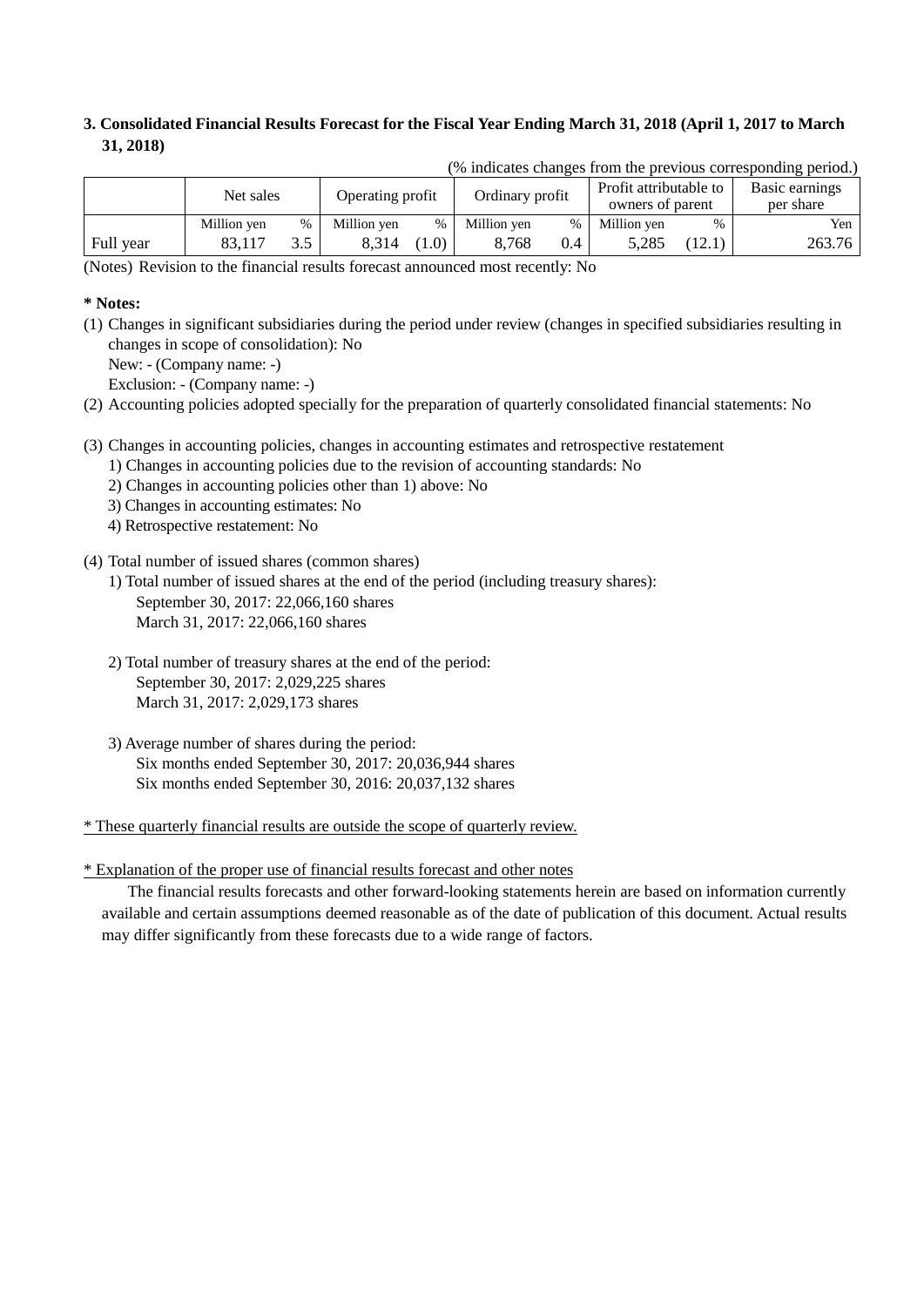### 3. Consolidated Financial Results Forecast for the Fiscal Year Ending March 31, 2018 (April 1, 2017 to March 31, 2018)

(% indicates changes from the previous corresponding period.)

| | Net sales | | Operating profit | | Ordinary profit | | Profit attributable to owners of parent | | Basic earnings per share |
|---|---|---|---|---|---|---|---|---|---|
| | Million yen | % | Million yen | % | Million yen | % | Million yen | % | Yen |
| Full year | 83,117 | 3.5 | 8,314 | (1.0) | 8,768 | 0.4 | 5,285 | (12.1) | 263.76 |

(Notes) Revision to the financial results forecast announced most recently: No

**\* Notes:**

(1) Changes in significant subsidiaries during the period under review (changes in specified subsidiaries resulting in changes in scope of consolidation): No
New: - (Company name: -)
Exclusion: - (Company name: -)

(2) Accounting policies adopted specially for the preparation of quarterly consolidated financial statements: No

(3) Changes in accounting policies, changes in accounting estimates and retrospective restatement
1) Changes in accounting policies due to the revision of accounting standards: No
2) Changes in accounting policies other than 1) above: No
3) Changes in accounting estimates: No
4) Retrospective restatement: No

(4) Total number of issued shares (common shares)
1) Total number of issued shares at the end of the period (including treasury shares):
September 30, 2017: 22,066,160 shares
March 31, 2017: 22,066,160 shares

2) Total number of treasury shares at the end of the period:
September 30, 2017: 2,029,225 shares
March 31, 2017: 2,029,173 shares

3) Average number of shares during the period:
Six months ended September 30, 2017: 20,036,944 shares
Six months ended September 30, 2016: 20,037,132 shares

\* These quarterly financial results are outside the scope of quarterly review.

\* Explanation of the proper use of financial results forecast and other notes

The financial results forecasts and other forward-looking statements herein are based on information currently available and certain assumptions deemed reasonable as of the date of publication of this document. Actual results may differ significantly from these forecasts due to a wide range of factors.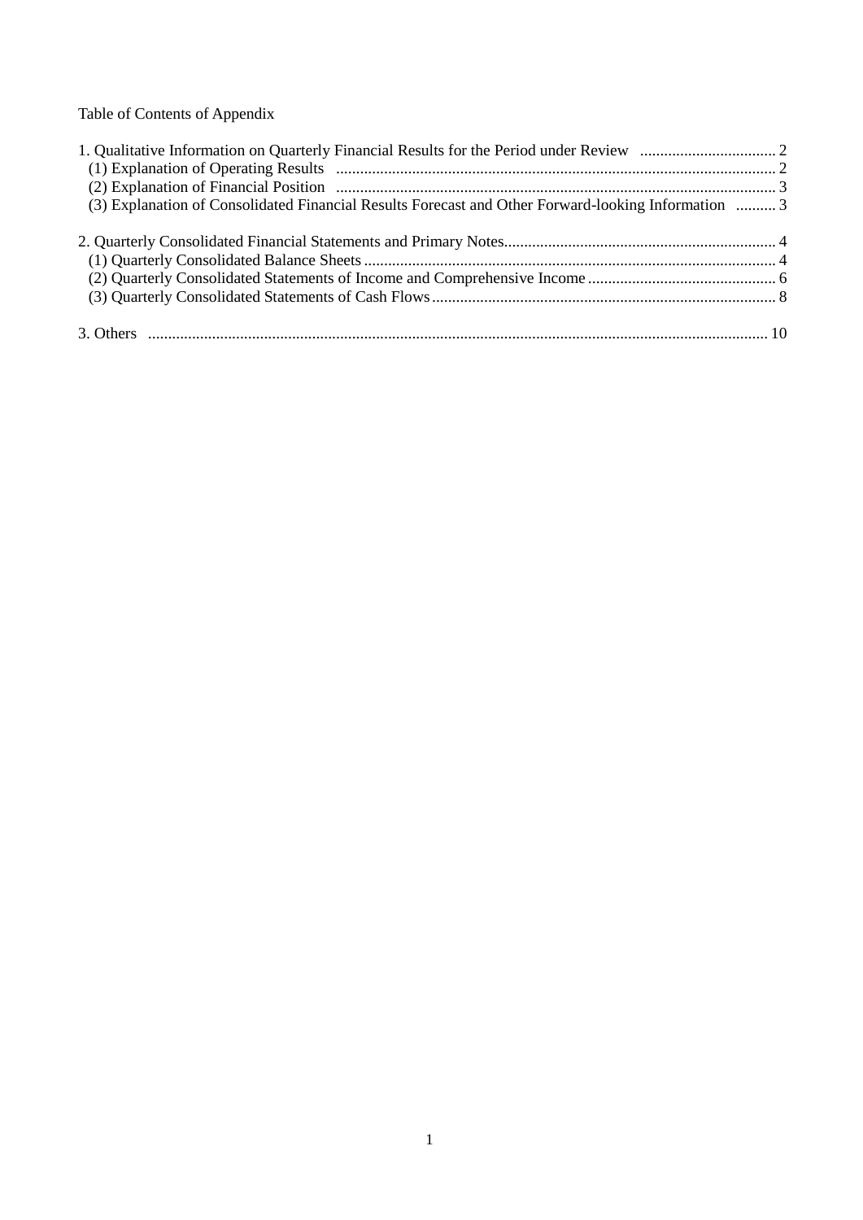Table of Contents of Appendix

1. Qualitative Information on Quarterly Financial Results for the Period under Review .................................. 2
   - (1) Explanation of Operating Results ............................................................................................................ 2
   - (2) Explanation of Financial Position ............................................................................................................ 3
   - (3) Explanation of Consolidated Financial Results Forecast and Other Forward-looking Information .......... 3

2. Quarterly Consolidated Financial Statements and Primary Notes.................................................................... 4
   - (1) Quarterly Consolidated Balance Sheets ...................................................................................................... 4
   - (2) Quarterly Consolidated Statements of Income and Comprehensive Income ............................................... 6
   - (3) Quarterly Consolidated Statements of Cash Flows ..................................................................................... 8

3. Others ......................................................................................................................................................... 10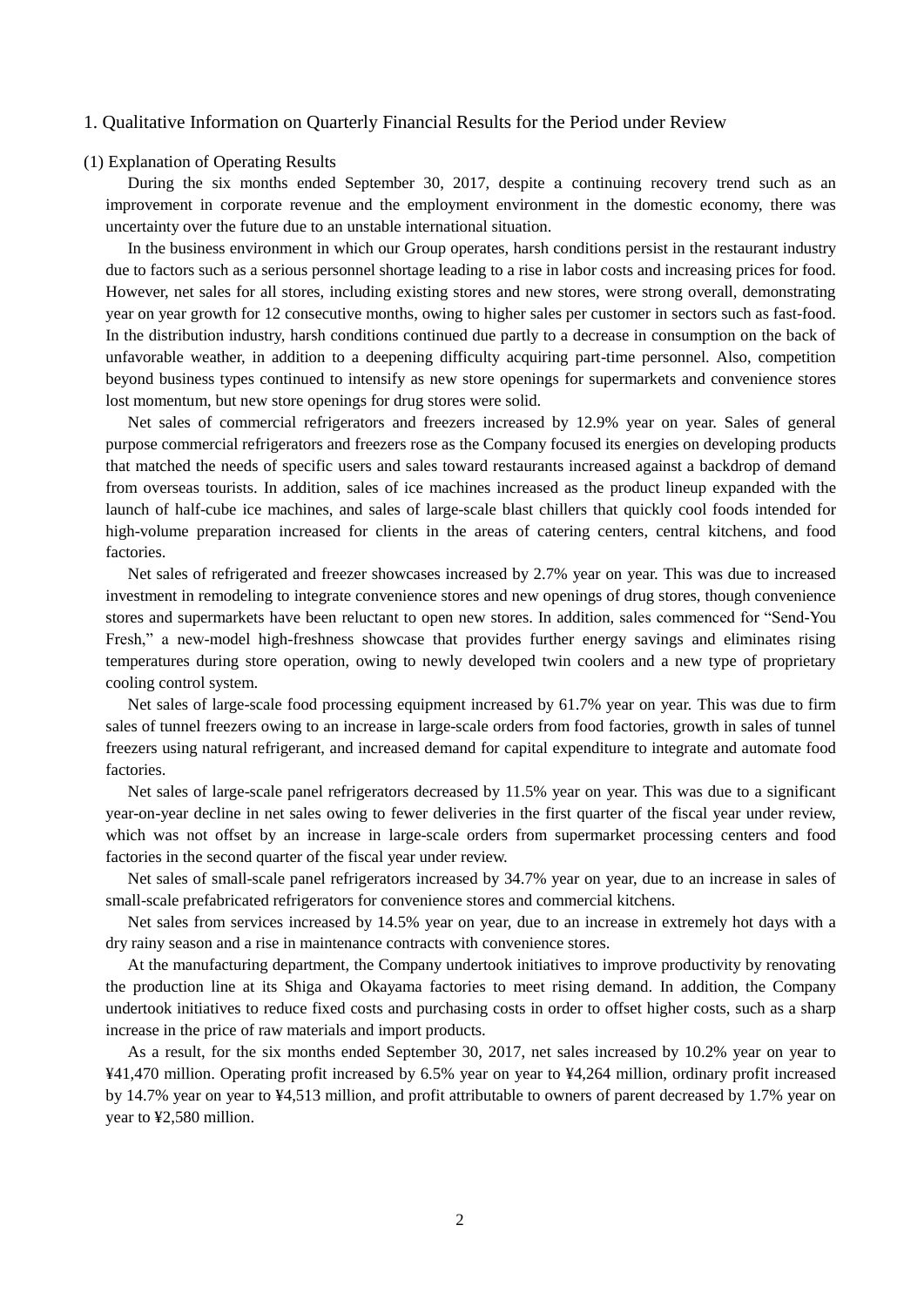## 1. Qualitative Information on Quarterly Financial Results for the Period under Review

### (1) Explanation of Operating Results

During the six months ended September 30, 2017, despite a continuing recovery trend such as an improvement in corporate revenue and the employment environment in the domestic economy, there was uncertainty over the future due to an unstable international situation.

In the business environment in which our Group operates, harsh conditions persist in the restaurant industry due to factors such as a serious personnel shortage leading to a rise in labor costs and increasing prices for food. However, net sales for all stores, including existing stores and new stores, were strong overall, demonstrating year on year growth for 12 consecutive months, owing to higher sales per customer in sectors such as fast-food. In the distribution industry, harsh conditions continued due partly to a decrease in consumption on the back of unfavorable weather, in addition to a deepening difficulty acquiring part-time personnel. Also, competition beyond business types continued to intensify as new store openings for supermarkets and convenience stores lost momentum, but new store openings for drug stores were solid.

Net sales of commercial refrigerators and freezers increased by 12.9% year on year. Sales of general purpose commercial refrigerators and freezers rose as the Company focused its energies on developing products that matched the needs of specific users and sales toward restaurants increased against a backdrop of demand from overseas tourists. In addition, sales of ice machines increased as the product lineup expanded with the launch of half-cube ice machines, and sales of large-scale blast chillers that quickly cool foods intended for high-volume preparation increased for clients in the areas of catering centers, central kitchens, and food factories.

Net sales of refrigerated and freezer showcases increased by 2.7% year on year. This was due to increased investment in remodeling to integrate convenience stores and new openings of drug stores, though convenience stores and supermarkets have been reluctant to open new stores. In addition, sales commenced for "Send-You Fresh," a new-model high-freshness showcase that provides further energy savings and eliminates rising temperatures during store operation, owing to newly developed twin coolers and a new type of proprietary cooling control system.

Net sales of large-scale food processing equipment increased by 61.7% year on year. This was due to firm sales of tunnel freezers owing to an increase in large-scale orders from food factories, growth in sales of tunnel freezers using natural refrigerant, and increased demand for capital expenditure to integrate and automate food factories.

Net sales of large-scale panel refrigerators decreased by 11.5% year on year. This was due to a significant year-on-year decline in net sales owing to fewer deliveries in the first quarter of the fiscal year under review, which was not offset by an increase in large-scale orders from supermarket processing centers and food factories in the second quarter of the fiscal year under review.

Net sales of small-scale panel refrigerators increased by 34.7% year on year, due to an increase in sales of small-scale prefabricated refrigerators for convenience stores and commercial kitchens.

Net sales from services increased by 14.5% year on year, due to an increase in extremely hot days with a dry rainy season and a rise in maintenance contracts with convenience stores.

At the manufacturing department, the Company undertook initiatives to improve productivity by renovating the production line at its Shiga and Okayama factories to meet rising demand. In addition, the Company undertook initiatives to reduce fixed costs and purchasing costs in order to offset higher costs, such as a sharp increase in the price of raw materials and import products.

As a result, for the six months ended September 30, 2017, net sales increased by 10.2% year on year to ¥41,470 million. Operating profit increased by 6.5% year on year to ¥4,264 million, ordinary profit increased by 14.7% year on year to ¥4,513 million, and profit attributable to owners of parent decreased by 1.7% year on year to ¥2,580 million.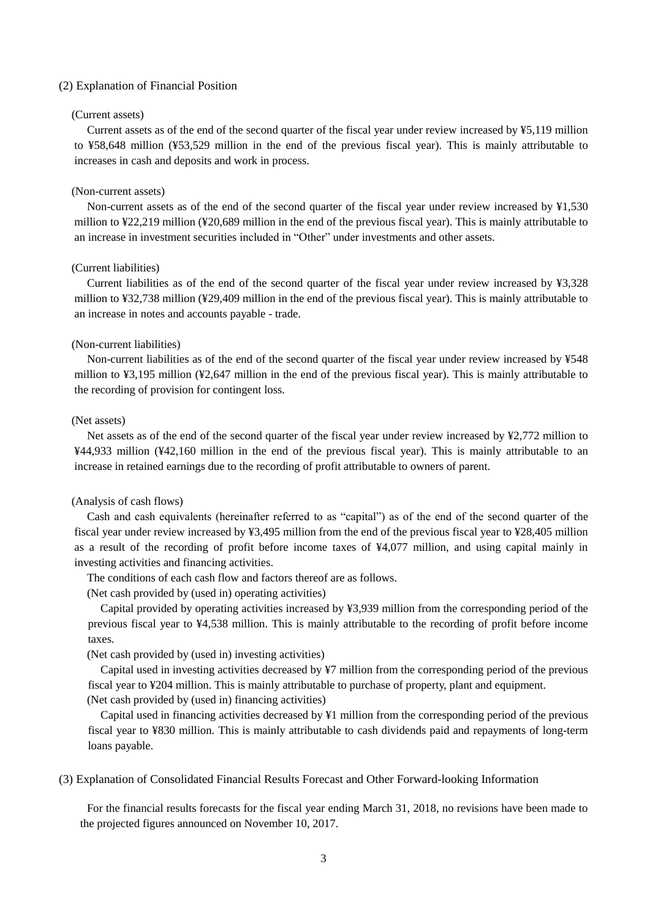## (2) Explanation of Financial Position

(Current assets)

Current assets as of the end of the second quarter of the fiscal year under review increased by ¥5,119 million to ¥58,648 million (¥53,529 million in the end of the previous fiscal year). This is mainly attributable to increases in cash and deposits and work in process.

(Non-current assets)

Non-current assets as of the end of the second quarter of the fiscal year under review increased by ¥1,530 million to ¥22,219 million (¥20,689 million in the end of the previous fiscal year). This is mainly attributable to an increase in investment securities included in "Other" under investments and other assets.

(Current liabilities)

Current liabilities as of the end of the second quarter of the fiscal year under review increased by ¥3,328 million to ¥32,738 million (¥29,409 million in the end of the previous fiscal year). This is mainly attributable to an increase in notes and accounts payable - trade.

(Non-current liabilities)

Non-current liabilities as of the end of the second quarter of the fiscal year under review increased by ¥548 million to ¥3,195 million (¥2,647 million in the end of the previous fiscal year). This is mainly attributable to the recording of provision for contingent loss.

(Net assets)

Net assets as of the end of the second quarter of the fiscal year under review increased by ¥2,772 million to ¥44,933 million (¥42,160 million in the end of the previous fiscal year). This is mainly attributable to an increase in retained earnings due to the recording of profit attributable to owners of parent.

(Analysis of cash flows)

Cash and cash equivalents (hereinafter referred to as "capital") as of the end of the second quarter of the fiscal year under review increased by ¥3,495 million from the end of the previous fiscal year to ¥28,405 million as a result of the recording of profit before income taxes of ¥4,077 million, and using capital mainly in investing activities and financing activities.

The conditions of each cash flow and factors thereof are as follows.

(Net cash provided by (used in) operating activities)

Capital provided by operating activities increased by ¥3,939 million from the corresponding period of the previous fiscal year to ¥4,538 million. This is mainly attributable to the recording of profit before income taxes.

(Net cash provided by (used in) investing activities)

Capital used in investing activities decreased by ¥7 million from the corresponding period of the previous fiscal year to ¥204 million. This is mainly attributable to purchase of property, plant and equipment.

(Net cash provided by (used in) financing activities)

Capital used in financing activities decreased by ¥1 million from the corresponding period of the previous fiscal year to ¥830 million. This is mainly attributable to cash dividends paid and repayments of long-term loans payable.

## (3) Explanation of Consolidated Financial Results Forecast and Other Forward-looking Information

For the financial results forecasts for the fiscal year ending March 31, 2018, no revisions have been made to the projected figures announced on November 10, 2017.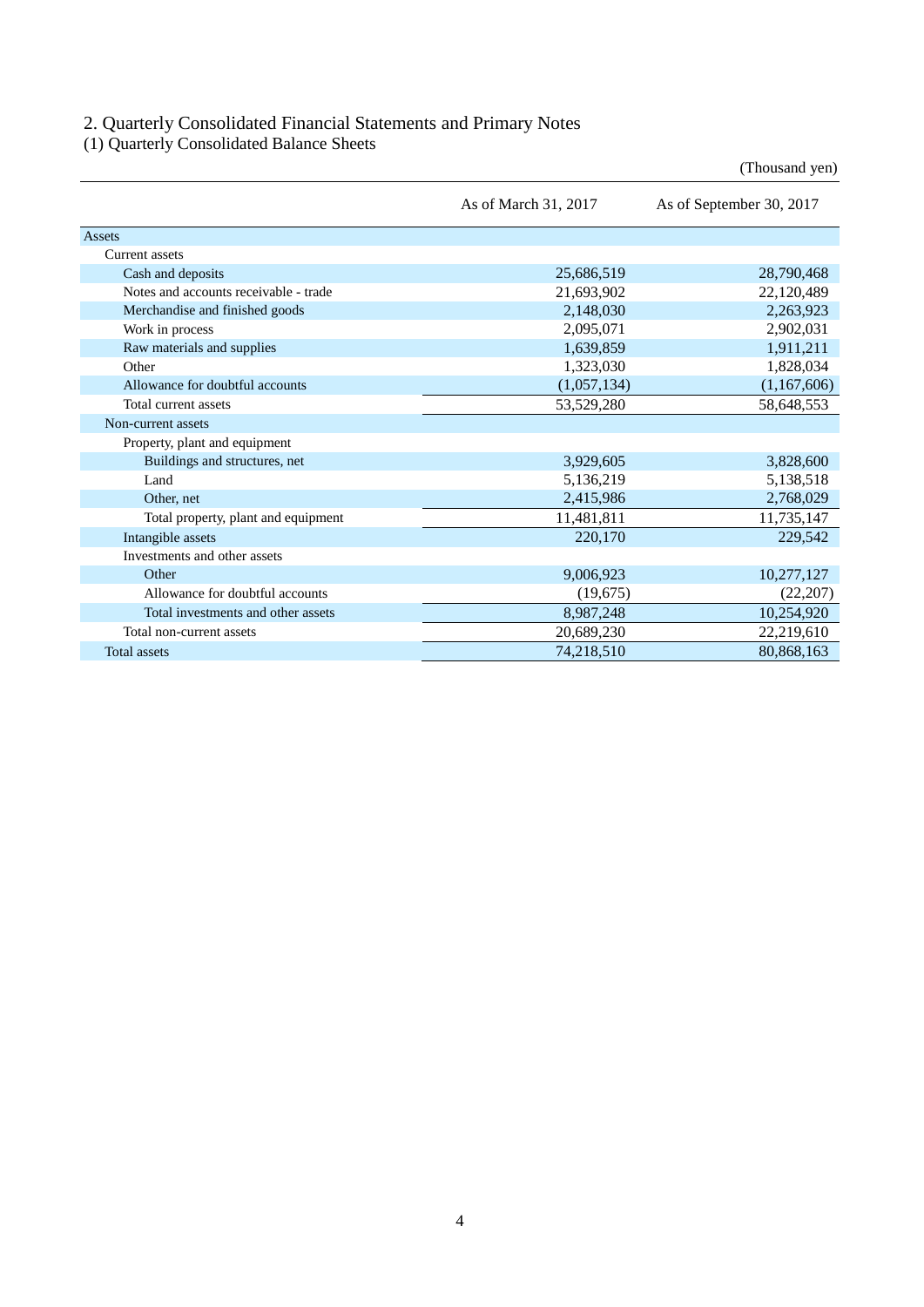## 2. Quarterly Consolidated Financial Statements and Primary Notes

### (1) Quarterly Consolidated Balance Sheets

(Thousand yen)

| | As of March 31, 2017 | As of September 30, 2017 |
|---|---|---|
| Assets | | |
| Current assets | | |
| Cash and deposits | 25,686,519 | 28,790,468 |
| Notes and accounts receivable - trade | 21,693,902 | 22,120,489 |
| Merchandise and finished goods | 2,148,030 | 2,263,923 |
| Work in process | 2,095,071 | 2,902,031 |
| Raw materials and supplies | 1,639,859 | 1,911,211 |
| Other | 1,323,030 | 1,828,034 |
| Allowance for doubtful accounts | (1,057,134) | (1,167,606) |
| Total current assets | 53,529,280 | 58,648,553 |
| Non-current assets | | |
| Property, plant and equipment | | |
| Buildings and structures, net | 3,929,605 | 3,828,600 |
| Land | 5,136,219 | 5,138,518 |
| Other, net | 2,415,986 | 2,768,029 |
| Total property, plant and equipment | 11,481,811 | 11,735,147 |
| Intangible assets | 220,170 | 229,542 |
| Investments and other assets | | |
| Other | 9,006,923 | 10,277,127 |
| Allowance for doubtful accounts | (19,675) | (22,207) |
| Total investments and other assets | 8,987,248 | 10,254,920 |
| Total non-current assets | 20,689,230 | 22,219,610 |
| Total assets | 74,218,510 | 80,868,163 |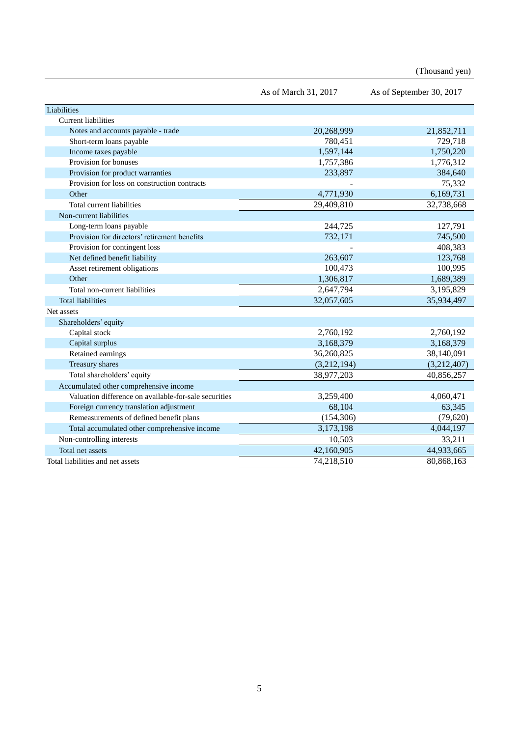(Thousand yen)

| | As of March 31, 2017 | As of September 30, 2017 |
|---|---|---|
| Liabilities | | |
| Current liabilities | | |
| Notes and accounts payable - trade | 20,268,999 | 21,852,711 |
| Short-term loans payable | 780,451 | 729,718 |
| Income taxes payable | 1,597,144 | 1,750,220 |
| Provision for bonuses | 1,757,386 | 1,776,312 |
| Provision for product warranties | 233,897 | 384,640 |
| Provision for loss on construction contracts | - | 75,332 |
| Other | 4,771,930 | 6,169,731 |
| Total current liabilities | 29,409,810 | 32,738,668 |
| Non-current liabilities | | |
| Long-term loans payable | 244,725 | 127,791 |
| Provision for directors' retirement benefits | 732,171 | 745,500 |
| Provision for contingent loss | - | 408,383 |
| Net defined benefit liability | 263,607 | 123,768 |
| Asset retirement obligations | 100,473 | 100,995 |
| Other | 1,306,817 | 1,689,389 |
| Total non-current liabilities | 2,647,794 | 3,195,829 |
| Total liabilities | 32,057,605 | 35,934,497 |
| Net assets | | |
| Shareholders' equity | | |
| Capital stock | 2,760,192 | 2,760,192 |
| Capital surplus | 3,168,379 | 3,168,379 |
| Retained earnings | 36,260,825 | 38,140,091 |
| Treasury shares | (3,212,194) | (3,212,407) |
| Total shareholders' equity | 38,977,203 | 40,856,257 |
| Accumulated other comprehensive income | | |
| Valuation difference on available-for-sale securities | 3,259,400 | 4,060,471 |
| Foreign currency translation adjustment | 68,104 | 63,345 |
| Remeasurements of defined benefit plans | (154,306) | (79,620) |
| Total accumulated other comprehensive income | 3,173,198 | 4,044,197 |
| Non-controlling interests | 10,503 | 33,211 |
| Total net assets | 42,160,905 | 44,933,665 |
| Total liabilities and net assets | 74,218,510 | 80,868,163 |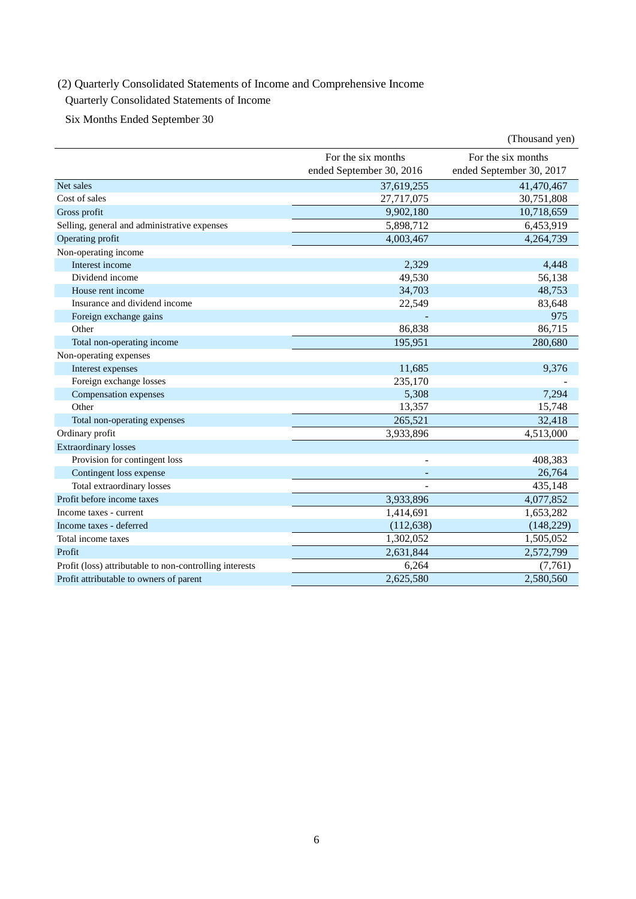(2) Quarterly Consolidated Statements of Income and Comprehensive Income

Quarterly Consolidated Statements of Income

Six Months Ended September 30

(Thousand yen)

| | For the six months ended September 30, 2016 | For the six months ended September 30, 2017 |
|---|---|---|
| Net sales | 37,619,255 | 41,470,467 |
| Cost of sales | 27,717,075 | 30,751,808 |
| Gross profit | 9,902,180 | 10,718,659 |
| Selling, general and administrative expenses | 5,898,712 | 6,453,919 |
| Operating profit | 4,003,467 | 4,264,739 |
| Non-operating income | | |
| Interest income | 2,329 | 4,448 |
| Dividend income | 49,530 | 56,138 |
| House rent income | 34,703 | 48,753 |
| Insurance and dividend income | 22,549 | 83,648 |
| Foreign exchange gains | - | 975 |
| Other | 86,838 | 86,715 |
| Total non-operating income | 195,951 | 280,680 |
| Non-operating expenses | | |
| Interest expenses | 11,685 | 9,376 |
| Foreign exchange losses | 235,170 | - |
| Compensation expenses | 5,308 | 7,294 |
| Other | 13,357 | 15,748 |
| Total non-operating expenses | 265,521 | 32,418 |
| Ordinary profit | 3,933,896 | 4,513,000 |
| Extraordinary losses | | |
| Provision for contingent loss | - | 408,383 |
| Contingent loss expense | - | 26,764 |
| Total extraordinary losses | - | 435,148 |
| Profit before income taxes | 3,933,896 | 4,077,852 |
| Income taxes - current | 1,414,691 | 1,653,282 |
| Income taxes - deferred | (112,638) | (148,229) |
| Total income taxes | 1,302,052 | 1,505,052 |
| Profit | 2,631,844 | 2,572,799 |
| Profit (loss) attributable to non-controlling interests | 6,264 | (7,761) |
| Profit attributable to owners of parent | 2,625,580 | 2,580,560 |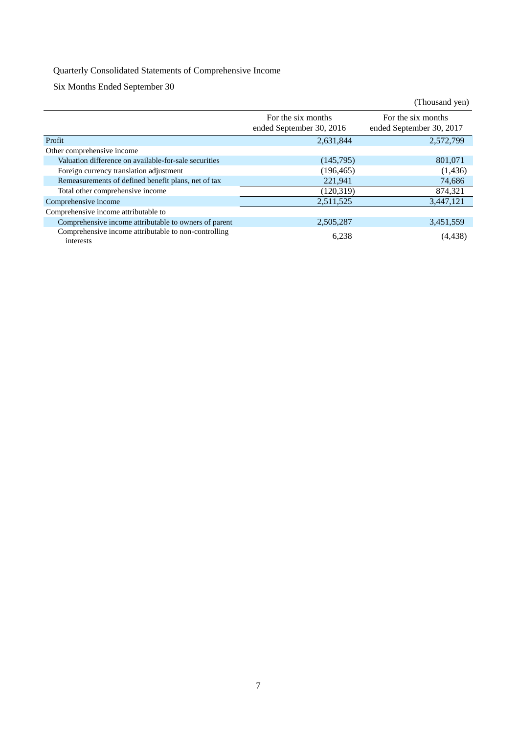Quarterly Consolidated Statements of Comprehensive Income

Six Months Ended September 30

(Thousand yen)

| | For the six months ended September 30, 2016 | For the six months ended September 30, 2017 |
|---|---|---|
| Profit | 2,631,844 | 2,572,799 |
| Other comprehensive income | | |
| Valuation difference on available-for-sale securities | (145,795) | 801,071 |
| Foreign currency translation adjustment | (196,465) | (1,436) |
| Remeasurements of defined benefit plans, net of tax | 221,941 | 74,686 |
| Total other comprehensive income | (120,319) | 874,321 |
| Comprehensive income | 2,511,525 | 3,447,121 |
| Comprehensive income attributable to | | |
| Comprehensive income attributable to owners of parent | 2,505,287 | 3,451,559 |
| Comprehensive income attributable to non-controlling interests | 6,238 | (4,438) |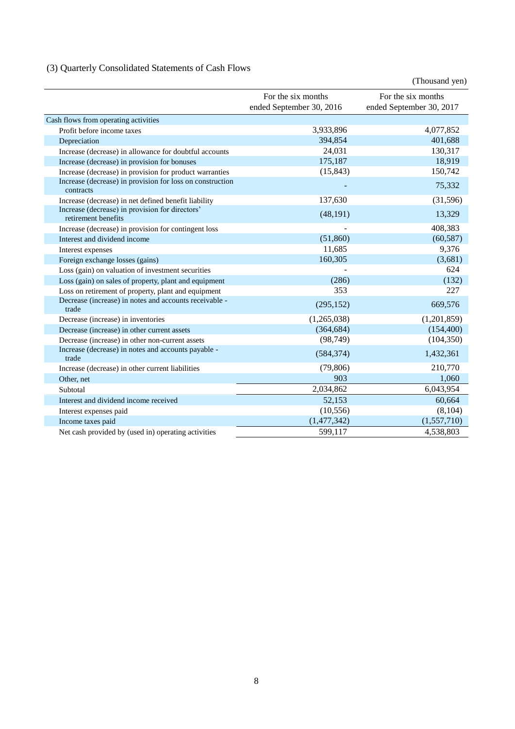### (3) Quarterly Consolidated Statements of Cash Flows

(Thousand yen)

| | For the six months ended September 30, 2016 | For the six months ended September 30, 2017 |
|---|---|---|
| Cash flows from operating activities | | |
| Profit before income taxes | 3,933,896 | 4,077,852 |
| Depreciation | 394,854 | 401,688 |
| Increase (decrease) in allowance for doubtful accounts | 24,031 | 130,317 |
| Increase (decrease) in provision for bonuses | 175,187 | 18,919 |
| Increase (decrease) in provision for product warranties | (15,843) | 150,742 |
| Increase (decrease) in provision for loss on construction contracts | - | 75,332 |
| Increase (decrease) in net defined benefit liability | 137,630 | (31,596) |
| Increase (decrease) in provision for directors' retirement benefits | (48,191) | 13,329 |
| Increase (decrease) in provision for contingent loss | - | 408,383 |
| Interest and dividend income | (51,860) | (60,587) |
| Interest expenses | 11,685 | 9,376 |
| Foreign exchange losses (gains) | 160,305 | (3,681) |
| Loss (gain) on valuation of investment securities | - | 624 |
| Loss (gain) on sales of property, plant and equipment | (286) | (132) |
| Loss on retirement of property, plant and equipment | 353 | 227 |
| Decrease (increase) in notes and accounts receivable - trade | (295,152) | 669,576 |
| Decrease (increase) in inventories | (1,265,038) | (1,201,859) |
| Decrease (increase) in other current assets | (364,684) | (154,400) |
| Decrease (increase) in other non-current assets | (98,749) | (104,350) |
| Increase (decrease) in notes and accounts payable - trade | (584,374) | 1,432,361 |
| Increase (decrease) in other current liabilities | (79,806) | 210,770 |
| Other, net | 903 | 1,060 |
| Subtotal | 2,034,862 | 6,043,954 |
| Interest and dividend income received | 52,153 | 60,664 |
| Interest expenses paid | (10,556) | (8,104) |
| Income taxes paid | (1,477,342) | (1,557,710) |
| Net cash provided by (used in) operating activities | 599,117 | 4,538,803 |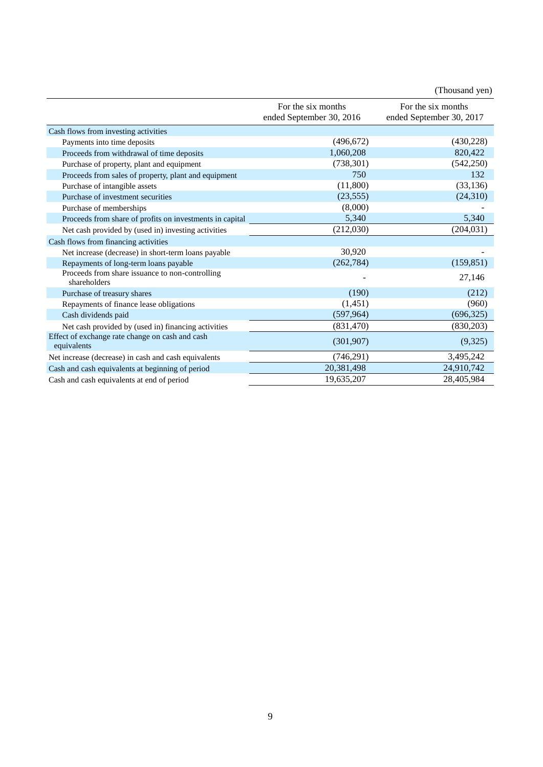(Thousand yen)

| | For the six months ended September 30, 2016 | For the six months ended September 30, 2017 |
|---|---|---|
| Cash flows from investing activities | | |
| Payments into time deposits | (496,672) | (430,228) |
| Proceeds from withdrawal of time deposits | 1,060,208 | 820,422 |
| Purchase of property, plant and equipment | (738,301) | (542,250) |
| Proceeds from sales of property, plant and equipment | 750 | 132 |
| Purchase of intangible assets | (11,800) | (33,136) |
| Purchase of investment securities | (23,555) | (24,310) |
| Purchase of memberships | (8,000) | - |
| Proceeds from share of profits on investments in capital | 5,340 | 5,340 |
| Net cash provided by (used in) investing activities | (212,030) | (204,031) |
| Cash flows from financing activities | | |
| Net increase (decrease) in short-term loans payable | 30,920 | - |
| Repayments of long-term loans payable | (262,784) | (159,851) |
| Proceeds from share issuance to non-controlling shareholders | - | 27,146 |
| Purchase of treasury shares | (190) | (212) |
| Repayments of finance lease obligations | (1,451) | (960) |
| Cash dividends paid | (597,964) | (696,325) |
| Net cash provided by (used in) financing activities | (831,470) | (830,203) |
| Effect of exchange rate change on cash and cash equivalents | (301,907) | (9,325) |
| Net increase (decrease) in cash and cash equivalents | (746,291) | 3,495,242 |
| Cash and cash equivalents at beginning of period | 20,381,498 | 24,910,742 |
| Cash and cash equivalents at end of period | 19,635,207 | 28,405,984 |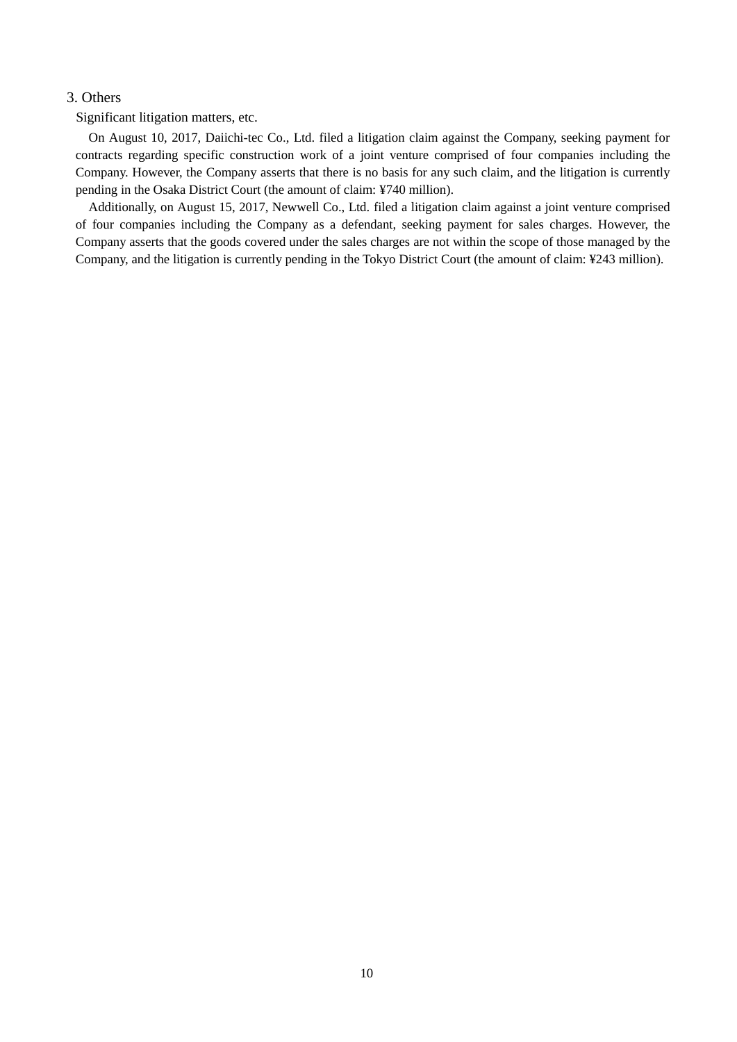## 3. Others

Significant litigation matters, etc.

On August 10, 2017, Daiichi-tec Co., Ltd. filed a litigation claim against the Company, seeking payment for contracts regarding specific construction work of a joint venture comprised of four companies including the Company. However, the Company asserts that there is no basis for any such claim, and the litigation is currently pending in the Osaka District Court (the amount of claim: ¥740 million).

Additionally, on August 15, 2017, Newwell Co., Ltd. filed a litigation claim against a joint venture comprised of four companies including the Company as a defendant, seeking payment for sales charges. However, the Company asserts that the goods covered under the sales charges are not within the scope of those managed by the Company, and the litigation is currently pending in the Tokyo District Court (the amount of claim: ¥243 million).